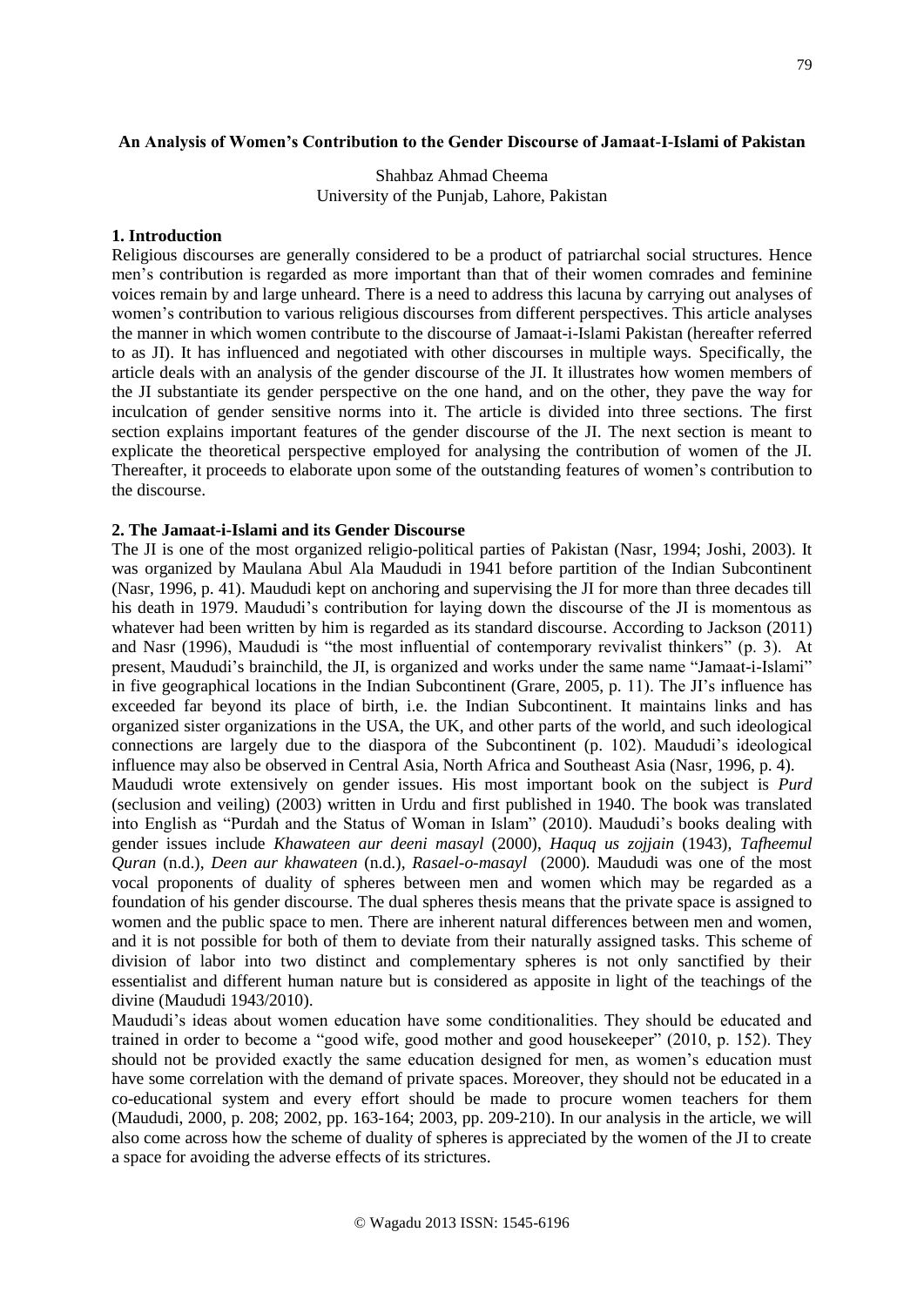**An Analysis of Women's Contribution to the Gender Discourse of Jamaat-I-Islami of Pakistan**

Shahbaz Ahmad Cheema
University of the Punjab, Lahore, Pakistan

## 1. Introduction

Religious discourses are generally considered to be a product of patriarchal social structures. Hence men's contribution is regarded as more important than that of their women comrades and feminine voices remain by and large unheard. There is a need to address this lacuna by carrying out analyses of women's contribution to various religious discourses from different perspectives. This article analyses the manner in which women contribute to the discourse of Jamaat-i-Islami Pakistan (hereafter referred to as JI). It has influenced and negotiated with other discourses in multiple ways. Specifically, the article deals with an analysis of the gender discourse of the JI. It illustrates how women members of the JI substantiate its gender perspective on the one hand, and on the other, they pave the way for inculcation of gender sensitive norms into it. The article is divided into three sections. The first section explains important features of the gender discourse of the JI. The next section is meant to explicate the theoretical perspective employed for analysing the contribution of women of the JI. Thereafter, it proceeds to elaborate upon some of the outstanding features of women's contribution to the discourse.

## 2. The Jamaat-i-Islami and its Gender Discourse

The JI is one of the most organized religio-political parties of Pakistan (Nasr, 1994; Joshi, 2003). It was organized by Maulana Abul Ala Maududi in 1941 before partition of the Indian Subcontinent (Nasr, 1996, p. 41). Maududi kept on anchoring and supervising the JI for more than three decades till his death in 1979. Maududi's contribution for laying down the discourse of the JI is momentous as whatever had been written by him is regarded as its standard discourse. According to Jackson (2011) and Nasr (1996), Maududi is "the most influential of contemporary revivalist thinkers" (p. 3). At present, Maududi's brainchild, the JI, is organized and works under the same name "Jamaat-i-Islami" in five geographical locations in the Indian Subcontinent (Grare, 2005, p. 11). The JI's influence has exceeded far beyond its place of birth, i.e. the Indian Subcontinent. It maintains links and has organized sister organizations in the USA, the UK, and other parts of the world, and such ideological connections are largely due to the diaspora of the Subcontinent (p. 102). Maududi's ideological influence may also be observed in Central Asia, North Africa and Southeast Asia (Nasr, 1996, p. 4).

Maududi wrote extensively on gender issues. His most important book on the subject is *Purd* (seclusion and veiling) (2003) written in Urdu and first published in 1940. The book was translated into English as "Purdah and the Status of Woman in Islam" (2010). Maududi's books dealing with gender issues include *Khawateen aur deeni masayl* (2000), *Haquq us zojjain* (1943), *Tafheemul Quran* (n.d.), *Deen aur khawateen* (n.d.), *Rasael-o-masayl* (2000). Maududi was one of the most vocal proponents of duality of spheres between men and women which may be regarded as a foundation of his gender discourse. The dual spheres thesis means that the private space is assigned to women and the public space to men. There are inherent natural differences between men and women, and it is not possible for both of them to deviate from their naturally assigned tasks. This scheme of division of labor into two distinct and complementary spheres is not only sanctified by their essentialist and different human nature but is considered as apposite in light of the teachings of the divine (Maududi 1943/2010).

Maududi's ideas about women education have some conditionalities. They should be educated and trained in order to become a "good wife, good mother and good housekeeper" (2010, p. 152). They should not be provided exactly the same education designed for men, as women's education must have some correlation with the demand of private spaces. Moreover, they should not be educated in a co-educational system and every effort should be made to procure women teachers for them (Maududi, 2000, p. 208; 2002, pp. 163-164; 2003, pp. 209-210). In our analysis in the article, we will also come across how the scheme of duality of spheres is appreciated by the women of the JI to create a space for avoiding the adverse effects of its strictures.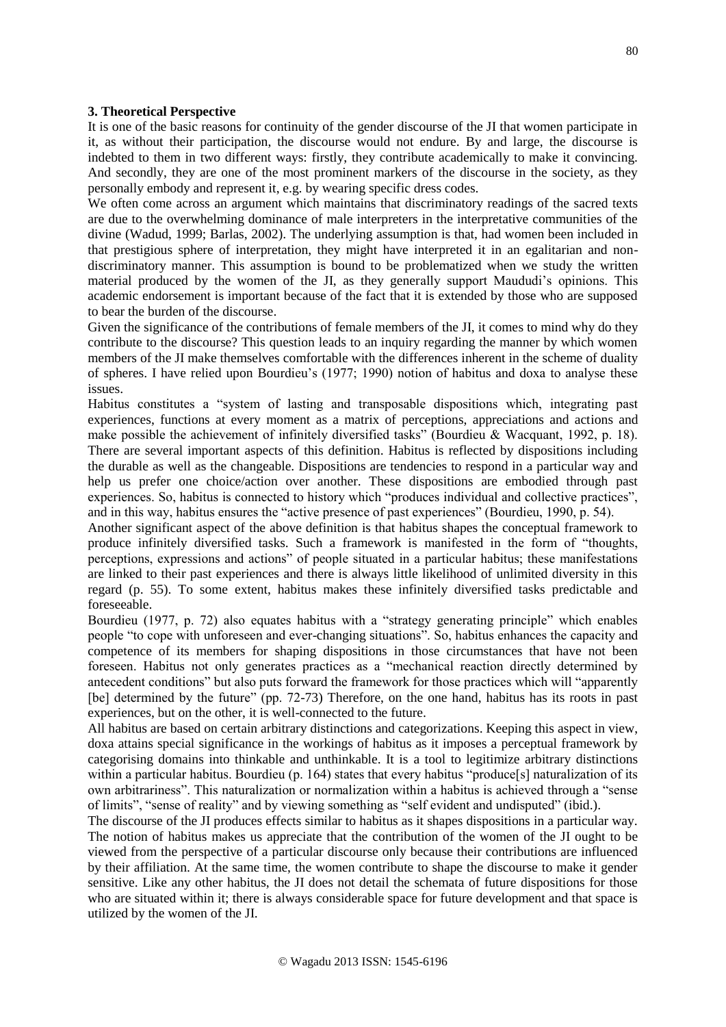### 3. Theoretical Perspective

It is one of the basic reasons for continuity of the gender discourse of the JI that women participate in it, as without their participation, the discourse would not endure. By and large, the discourse is indebted to them in two different ways: firstly, they contribute academically to make it convincing. And secondly, they are one of the most prominent markers of the discourse in the society, as they personally embody and represent it, e.g. by wearing specific dress codes.

We often come across an argument which maintains that discriminatory readings of the sacred texts are due to the overwhelming dominance of male interpreters in the interpretative communities of the divine (Wadud, 1999; Barlas, 2002). The underlying assumption is that, had women been included in that prestigious sphere of interpretation, they might have interpreted it in an egalitarian and non-discriminatory manner. This assumption is bound to be problematized when we study the written material produced by the women of the JI, as they generally support Maududi's opinions. This academic endorsement is important because of the fact that it is extended by those who are supposed to bear the burden of the discourse.

Given the significance of the contributions of female members of the JI, it comes to mind why do they contribute to the discourse? This question leads to an inquiry regarding the manner by which women members of the JI make themselves comfortable with the differences inherent in the scheme of duality of spheres. I have relied upon Bourdieu's (1977; 1990) notion of habitus and doxa to analyse these issues.

Habitus constitutes a "system of lasting and transposable dispositions which, integrating past experiences, functions at every moment as a matrix of perceptions, appreciations and actions and make possible the achievement of infinitely diversified tasks" (Bourdieu & Wacquant, 1992, p. 18). There are several important aspects of this definition. Habitus is reflected by dispositions including the durable as well as the changeable. Dispositions are tendencies to respond in a particular way and help us prefer one choice/action over another. These dispositions are embodied through past experiences. So, habitus is connected to history which "produces individual and collective practices", and in this way, habitus ensures the "active presence of past experiences" (Bourdieu, 1990, p. 54).

Another significant aspect of the above definition is that habitus shapes the conceptual framework to produce infinitely diversified tasks. Such a framework is manifested in the form of "thoughts, perceptions, expressions and actions" of people situated in a particular habitus; these manifestations are linked to their past experiences and there is always little likelihood of unlimited diversity in this regard (p. 55). To some extent, habitus makes these infinitely diversified tasks predictable and foreseeable.

Bourdieu (1977, p. 72) also equates habitus with a "strategy generating principle" which enables people "to cope with unforeseen and ever-changing situations". So, habitus enhances the capacity and competence of its members for shaping dispositions in those circumstances that have not been foreseen. Habitus not only generates practices as a "mechanical reaction directly determined by antecedent conditions" but also puts forward the framework for those practices which will "apparently [be] determined by the future" (pp. 72-73) Therefore, on the one hand, habitus has its roots in past experiences, but on the other, it is well-connected to the future.

All habitus are based on certain arbitrary distinctions and categorizations. Keeping this aspect in view, doxa attains special significance in the workings of habitus as it imposes a perceptual framework by categorising domains into thinkable and unthinkable. It is a tool to legitimize arbitrary distinctions within a particular habitus. Bourdieu (p. 164) states that every habitus "produce[s] naturalization of its own arbitrariness". This naturalization or normalization within a habitus is achieved through a "sense of limits", "sense of reality" and by viewing something as "self evident and undisputed" (ibid.).

The discourse of the JI produces effects similar to habitus as it shapes dispositions in a particular way. The notion of habitus makes us appreciate that the contribution of the women of the JI ought to be viewed from the perspective of a particular discourse only because their contributions are influenced by their affiliation. At the same time, the women contribute to shape the discourse to make it gender sensitive. Like any other habitus, the JI does not detail the schemata of future dispositions for those who are situated within it; there is always considerable space for future development and that space is utilized by the women of the JI.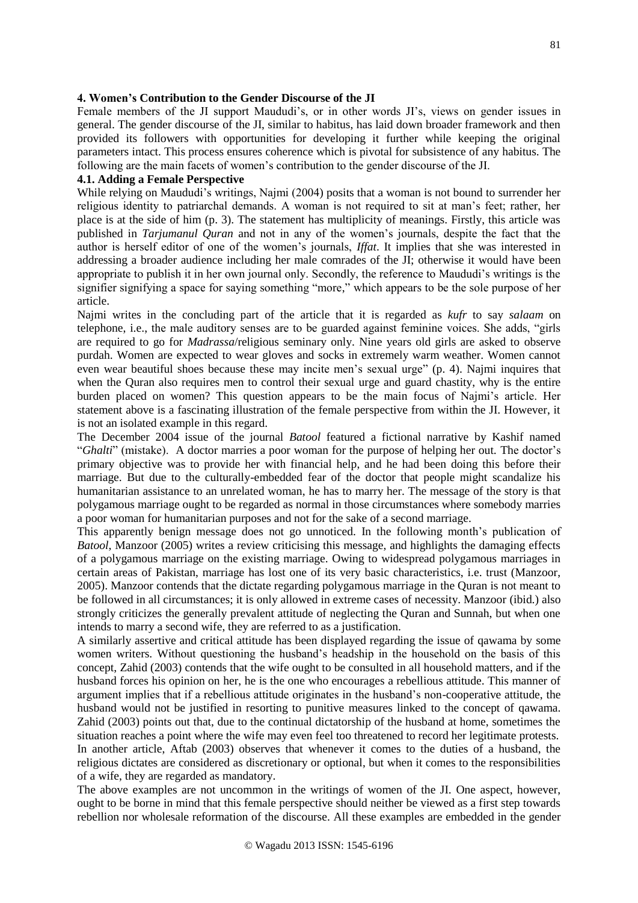## 4. Women's Contribution to the Gender Discourse of the JI

Female members of the JI support Maududi's, or in other words JI's, views on gender issues in general. The gender discourse of the JI, similar to habitus, has laid down broader framework and then provided its followers with opportunities for developing it further while keeping the original parameters intact. This process ensures coherence which is pivotal for subsistence of any habitus. The following are the main facets of women's contribution to the gender discourse of the JI.

### 4.1. Adding a Female Perspective

While relying on Maududi's writings, Najmi (2004) posits that a woman is not bound to surrender her religious identity to patriarchal demands. A woman is not required to sit at man's feet; rather, her place is at the side of him (p. 3). The statement has multiplicity of meanings. Firstly, this article was published in *Tarjumanul Quran* and not in any of the women's journals, despite the fact that the author is herself editor of one of the women's journals, *Iffat*. It implies that she was interested in addressing a broader audience including her male comrades of the JI; otherwise it would have been appropriate to publish it in her own journal only. Secondly, the reference to Maududi's writings is the signifier signifying a space for saying something "more," which appears to be the sole purpose of her article.

Najmi writes in the concluding part of the article that it is regarded as *kufr* to say *salaam* on telephone, i.e., the male auditory senses are to be guarded against feminine voices. She adds, "girls are required to go for *Madrassa*/religious seminary only. Nine years old girls are asked to observe purdah. Women are expected to wear gloves and socks in extremely warm weather. Women cannot even wear beautiful shoes because these may incite men's sexual urge" (p. 4). Najmi inquires that when the Quran also requires men to control their sexual urge and guard chastity, why is the entire burden placed on women? This question appears to be the main focus of Najmi's article. Her statement above is a fascinating illustration of the female perspective from within the JI. However, it is not an isolated example in this regard.

The December 2004 issue of the journal *Batool* featured a fictional narrative by Kashif named "*Ghalti*" (mistake). A doctor marries a poor woman for the purpose of helping her out. The doctor's primary objective was to provide her with financial help, and he had been doing this before their marriage. But due to the culturally-embedded fear of the doctor that people might scandalize his humanitarian assistance to an unrelated woman, he has to marry her. The message of the story is that polygamous marriage ought to be regarded as normal in those circumstances where somebody marries a poor woman for humanitarian purposes and not for the sake of a second marriage.

This apparently benign message does not go unnoticed. In the following month's publication of *Batool*, Manzoor (2005) writes a review criticising this message, and highlights the damaging effects of a polygamous marriage on the existing marriage. Owing to widespread polygamous marriages in certain areas of Pakistan, marriage has lost one of its very basic characteristics, i.e. trust (Manzoor, 2005). Manzoor contends that the dictate regarding polygamous marriage in the Quran is not meant to be followed in all circumstances; it is only allowed in extreme cases of necessity. Manzoor (ibid.) also strongly criticizes the generally prevalent attitude of neglecting the Quran and Sunnah, but when one intends to marry a second wife, they are referred to as a justification.

A similarly assertive and critical attitude has been displayed regarding the issue of qawama by some women writers. Without questioning the husband's headship in the household on the basis of this concept, Zahid (2003) contends that the wife ought to be consulted in all household matters, and if the husband forces his opinion on her, he is the one who encourages a rebellious attitude. This manner of argument implies that if a rebellious attitude originates in the husband's non-cooperative attitude, the husband would not be justified in resorting to punitive measures linked to the concept of qawama. Zahid (2003) points out that, due to the continual dictatorship of the husband at home, sometimes the situation reaches a point where the wife may even feel too threatened to record her legitimate protests.

In another article, Aftab (2003) observes that whenever it comes to the duties of a husband, the religious dictates are considered as discretionary or optional, but when it comes to the responsibilities of a wife, they are regarded as mandatory.

The above examples are not uncommon in the writings of women of the JI. One aspect, however, ought to be borne in mind that this female perspective should neither be viewed as a first step towards rebellion nor wholesale reformation of the discourse. All these examples are embedded in the gender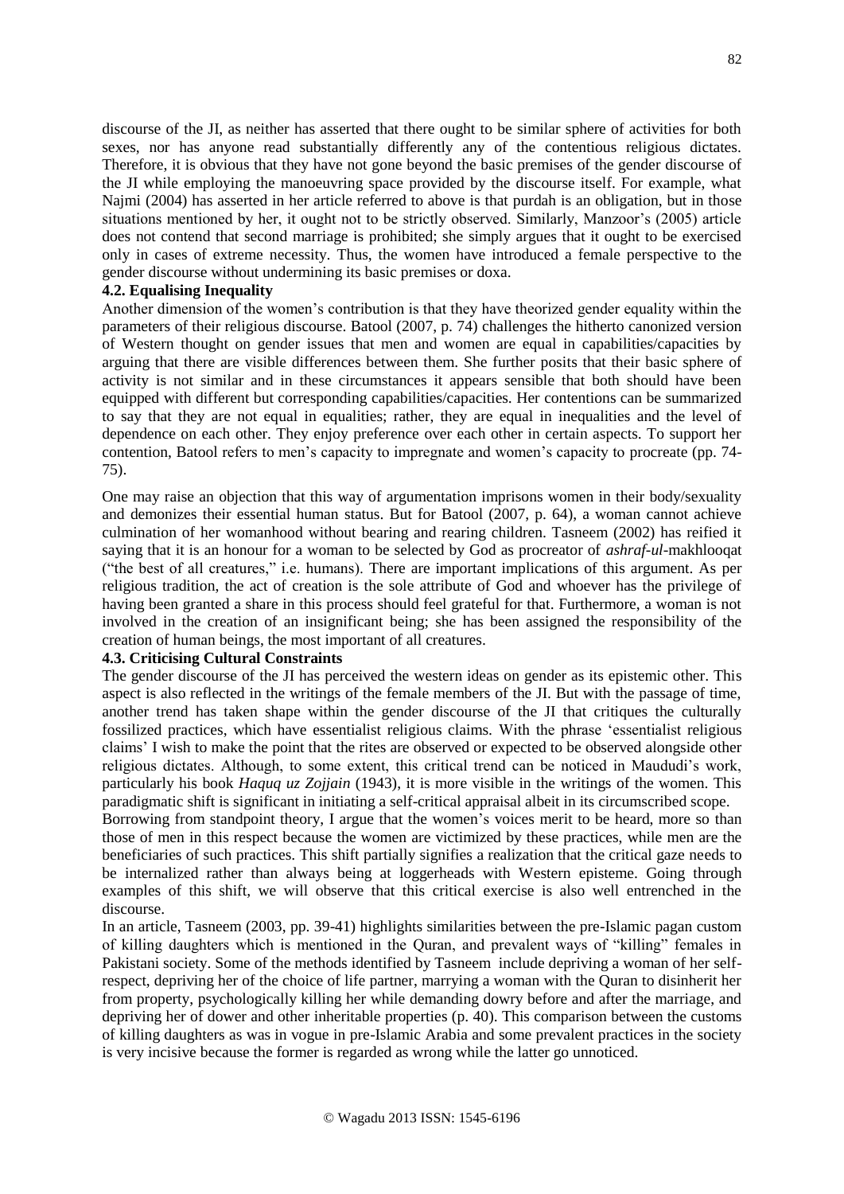discourse of the JI, as neither has asserted that there ought to be similar sphere of activities for both sexes, nor has anyone read substantially differently any of the contentious religious dictates. Therefore, it is obvious that they have not gone beyond the basic premises of the gender discourse of the JI while employing the manoeuvring space provided by the discourse itself. For example, what Najmi (2004) has asserted in her article referred to above is that purdah is an obligation, but in those situations mentioned by her, it ought not to be strictly observed. Similarly, Manzoor's (2005) article does not contend that second marriage is prohibited; she simply argues that it ought to be exercised only in cases of extreme necessity. Thus, the women have introduced a female perspective to the gender discourse without undermining its basic premises or doxa.

### 4.2. Equalising Inequality

Another dimension of the women's contribution is that they have theorized gender equality within the parameters of their religious discourse. Batool (2007, p. 74) challenges the hitherto canonized version of Western thought on gender issues that men and women are equal in capabilities/capacities by arguing that there are visible differences between them. She further posits that their basic sphere of activity is not similar and in these circumstances it appears sensible that both should have been equipped with different but corresponding capabilities/capacities. Her contentions can be summarized to say that they are not equal in equalities; rather, they are equal in inequalities and the level of dependence on each other. They enjoy preference over each other in certain aspects. To support her contention, Batool refers to men's capacity to impregnate and women's capacity to procreate (pp. 74-75).

One may raise an objection that this way of argumentation imprisons women in their body/sexuality and demonizes their essential human status. But for Batool (2007, p. 64), a woman cannot achieve culmination of her womanhood without bearing and rearing children. Tasneem (2002) has reified it saying that it is an honour for a woman to be selected by God as procreator of *ashraf-ul*-makhlooqat ("the best of all creatures," i.e. humans). There are important implications of this argument. As per religious tradition, the act of creation is the sole attribute of God and whoever has the privilege of having been granted a share in this process should feel grateful for that. Furthermore, a woman is not involved in the creation of an insignificant being; she has been assigned the responsibility of the creation of human beings, the most important of all creatures.

### 4.3. Criticising Cultural Constraints

The gender discourse of the JI has perceived the western ideas on gender as its epistemic other. This aspect is also reflected in the writings of the female members of the JI. But with the passage of time, another trend has taken shape within the gender discourse of the JI that critiques the culturally fossilized practices, which have essentialist religious claims. With the phrase 'essentialist religious claims' I wish to make the point that the rites are observed or expected to be observed alongside other religious dictates. Although, to some extent, this critical trend can be noticed in Maududi's work, particularly his book *Haquq uz Zojjain* (1943), it is more visible in the writings of the women. This paradigmatic shift is significant in initiating a self-critical appraisal albeit in its circumscribed scope.

Borrowing from standpoint theory, I argue that the women's voices merit to be heard, more so than those of men in this respect because the women are victimized by these practices, while men are the beneficiaries of such practices. This shift partially signifies a realization that the critical gaze needs to be internalized rather than always being at loggerheads with Western episteme. Going through examples of this shift, we will observe that this critical exercise is also well entrenched in the discourse.

In an article, Tasneem (2003, pp. 39-41) highlights similarities between the pre-Islamic pagan custom of killing daughters which is mentioned in the Quran, and prevalent ways of "killing" females in Pakistani society. Some of the methods identified by Tasneem include depriving a woman of her self-respect, depriving her of the choice of life partner, marrying a woman with the Quran to disinherit her from property, psychologically killing her while demanding dowry before and after the marriage, and depriving her of dower and other inheritable properties (p. 40). This comparison between the customs of killing daughters as was in vogue in pre-Islamic Arabia and some prevalent practices in the society is very incisive because the former is regarded as wrong while the latter go unnoticed.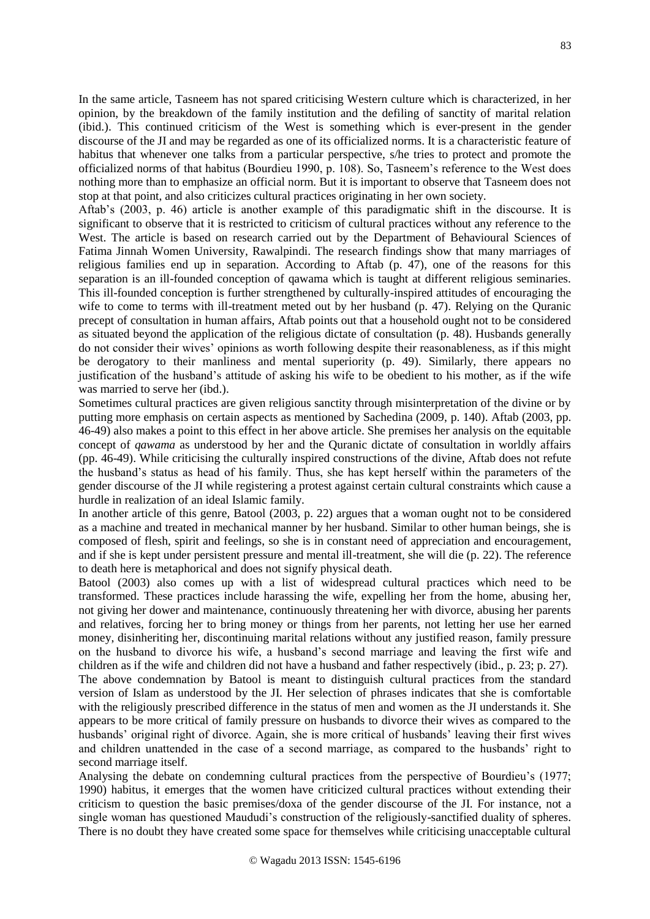In the same article, Tasneem has not spared criticising Western culture which is characterized, in her opinion, by the breakdown of the family institution and the defiling of sanctity of marital relation (ibid.). This continued criticism of the West is something which is ever-present in the gender discourse of the JI and may be regarded as one of its officialized norms. It is a characteristic feature of habitus that whenever one talks from a particular perspective, s/he tries to protect and promote the officialized norms of that habitus (Bourdieu 1990, p. 108). So, Tasneem's reference to the West does nothing more than to emphasize an official norm. But it is important to observe that Tasneem does not stop at that point, and also criticizes cultural practices originating in her own society.

Aftab's (2003, p. 46) article is another example of this paradigmatic shift in the discourse. It is significant to observe that it is restricted to criticism of cultural practices without any reference to the West. The article is based on research carried out by the Department of Behavioural Sciences of Fatima Jinnah Women University, Rawalpindi. The research findings show that many marriages of religious families end up in separation. According to Aftab (p. 47), one of the reasons for this separation is an ill-founded conception of qawama which is taught at different religious seminaries. This ill-founded conception is further strengthened by culturally-inspired attitudes of encouraging the wife to come to terms with ill-treatment meted out by her husband (p. 47). Relying on the Quranic precept of consultation in human affairs, Aftab points out that a household ought not to be considered as situated beyond the application of the religious dictate of consultation (p. 48). Husbands generally do not consider their wives' opinions as worth following despite their reasonableness, as if this might be derogatory to their manliness and mental superiority (p. 49). Similarly, there appears no justification of the husband's attitude of asking his wife to be obedient to his mother, as if the wife was married to serve her (ibd.).

Sometimes cultural practices are given religious sanctity through misinterpretation of the divine or by putting more emphasis on certain aspects as mentioned by Sachedina (2009, p. 140). Aftab (2003, pp. 46-49) also makes a point to this effect in her above article. She premises her analysis on the equitable concept of *qawama* as understood by her and the Quranic dictate of consultation in worldly affairs (pp. 46-49). While criticising the culturally inspired constructions of the divine, Aftab does not refute the husband's status as head of his family. Thus, she has kept herself within the parameters of the gender discourse of the JI while registering a protest against certain cultural constraints which cause a hurdle in realization of an ideal Islamic family.

In another article of this genre, Batool (2003, p. 22) argues that a woman ought not to be considered as a machine and treated in mechanical manner by her husband. Similar to other human beings, she is composed of flesh, spirit and feelings, so she is in constant need of appreciation and encouragement, and if she is kept under persistent pressure and mental ill-treatment, she will die (p. 22). The reference to death here is metaphorical and does not signify physical death.

Batool (2003) also comes up with a list of widespread cultural practices which need to be transformed. These practices include harassing the wife, expelling her from the home, abusing her, not giving her dower and maintenance, continuously threatening her with divorce, abusing her parents and relatives, forcing her to bring money or things from her parents, not letting her use her earned money, disinheriting her, discontinuing marital relations without any justified reason, family pressure on the husband to divorce his wife, a husband's second marriage and leaving the first wife and children as if the wife and children did not have a husband and father respectively (ibid., p. 23; p. 27).

The above condemnation by Batool is meant to distinguish cultural practices from the standard version of Islam as understood by the JI. Her selection of phrases indicates that she is comfortable with the religiously prescribed difference in the status of men and women as the JI understands it. She appears to be more critical of family pressure on husbands to divorce their wives as compared to the husbands' original right of divorce. Again, she is more critical of husbands' leaving their first wives and children unattended in the case of a second marriage, as compared to the husbands' right to second marriage itself.

Analysing the debate on condemning cultural practices from the perspective of Bourdieu's (1977; 1990) habitus, it emerges that the women have criticized cultural practices without extending their criticism to question the basic premises/doxa of the gender discourse of the JI. For instance, not a single woman has questioned Maududi's construction of the religiously-sanctified duality of spheres. There is no doubt they have created some space for themselves while criticising unacceptable cultural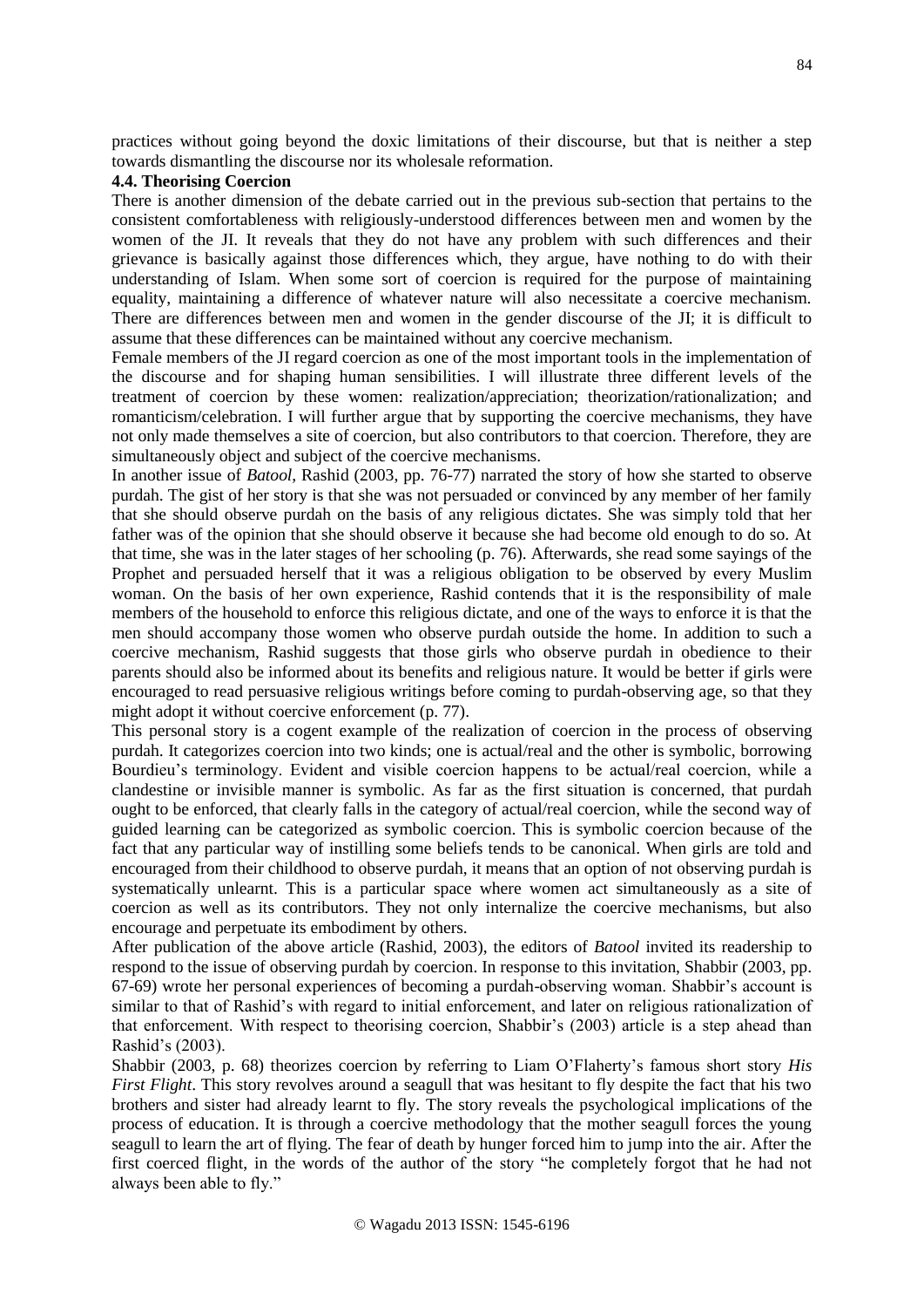practices without going beyond the doxic limitations of their discourse, but that is neither a step towards dismantling the discourse nor its wholesale reformation.

### 4.4. Theorising Coercion

There is another dimension of the debate carried out in the previous sub-section that pertains to the consistent comfortableness with religiously-understood differences between men and women by the women of the JI. It reveals that they do not have any problem with such differences and their grievance is basically against those differences which, they argue, have nothing to do with their understanding of Islam. When some sort of coercion is required for the purpose of maintaining equality, maintaining a difference of whatever nature will also necessitate a coercive mechanism. There are differences between men and women in the gender discourse of the JI; it is difficult to assume that these differences can be maintained without any coercive mechanism.

Female members of the JI regard coercion as one of the most important tools in the implementation of the discourse and for shaping human sensibilities. I will illustrate three different levels of the treatment of coercion by these women: realization/appreciation; theorization/rationalization; and romanticism/celebration. I will further argue that by supporting the coercive mechanisms, they have not only made themselves a site of coercion, but also contributors to that coercion. Therefore, they are simultaneously object and subject of the coercive mechanisms.

In another issue of *Batool*, Rashid (2003, pp. 76-77) narrated the story of how she started to observe purdah. The gist of her story is that she was not persuaded or convinced by any member of her family that she should observe purdah on the basis of any religious dictates. She was simply told that her father was of the opinion that she should observe it because she had become old enough to do so. At that time, she was in the later stages of her schooling (p. 76). Afterwards, she read some sayings of the Prophet and persuaded herself that it was a religious obligation to be observed by every Muslim woman. On the basis of her own experience, Rashid contends that it is the responsibility of male members of the household to enforce this religious dictate, and one of the ways to enforce it is that the men should accompany those women who observe purdah outside the home. In addition to such a coercive mechanism, Rashid suggests that those girls who observe purdah in obedience to their parents should also be informed about its benefits and religious nature. It would be better if girls were encouraged to read persuasive religious writings before coming to purdah-observing age, so that they might adopt it without coercive enforcement (p. 77).

This personal story is a cogent example of the realization of coercion in the process of observing purdah. It categorizes coercion into two kinds; one is actual/real and the other is symbolic, borrowing Bourdieu's terminology. Evident and visible coercion happens to be actual/real coercion, while a clandestine or invisible manner is symbolic. As far as the first situation is concerned, that purdah ought to be enforced, that clearly falls in the category of actual/real coercion, while the second way of guided learning can be categorized as symbolic coercion. This is symbolic coercion because of the fact that any particular way of instilling some beliefs tends to be canonical. When girls are told and encouraged from their childhood to observe purdah, it means that an option of not observing purdah is systematically unlearnt. This is a particular space where women act simultaneously as a site of coercion as well as its contributors. They not only internalize the coercive mechanisms, but also encourage and perpetuate its embodiment by others.

After publication of the above article (Rashid, 2003), the editors of *Batool* invited its readership to respond to the issue of observing purdah by coercion. In response to this invitation, Shabbir (2003, pp. 67-69) wrote her personal experiences of becoming a purdah-observing woman. Shabbir's account is similar to that of Rashid's with regard to initial enforcement, and later on religious rationalization of that enforcement. With respect to theorising coercion, Shabbir's (2003) article is a step ahead than Rashid's (2003).

Shabbir (2003, p. 68) theorizes coercion by referring to Liam O'Flaherty's famous short story *His First Flight*. This story revolves around a seagull that was hesitant to fly despite the fact that his two brothers and sister had already learnt to fly. The story reveals the psychological implications of the process of education. It is through a coercive methodology that the mother seagull forces the young seagull to learn the art of flying. The fear of death by hunger forced him to jump into the air. After the first coerced flight, in the words of the author of the story "he completely forgot that he had not always been able to fly."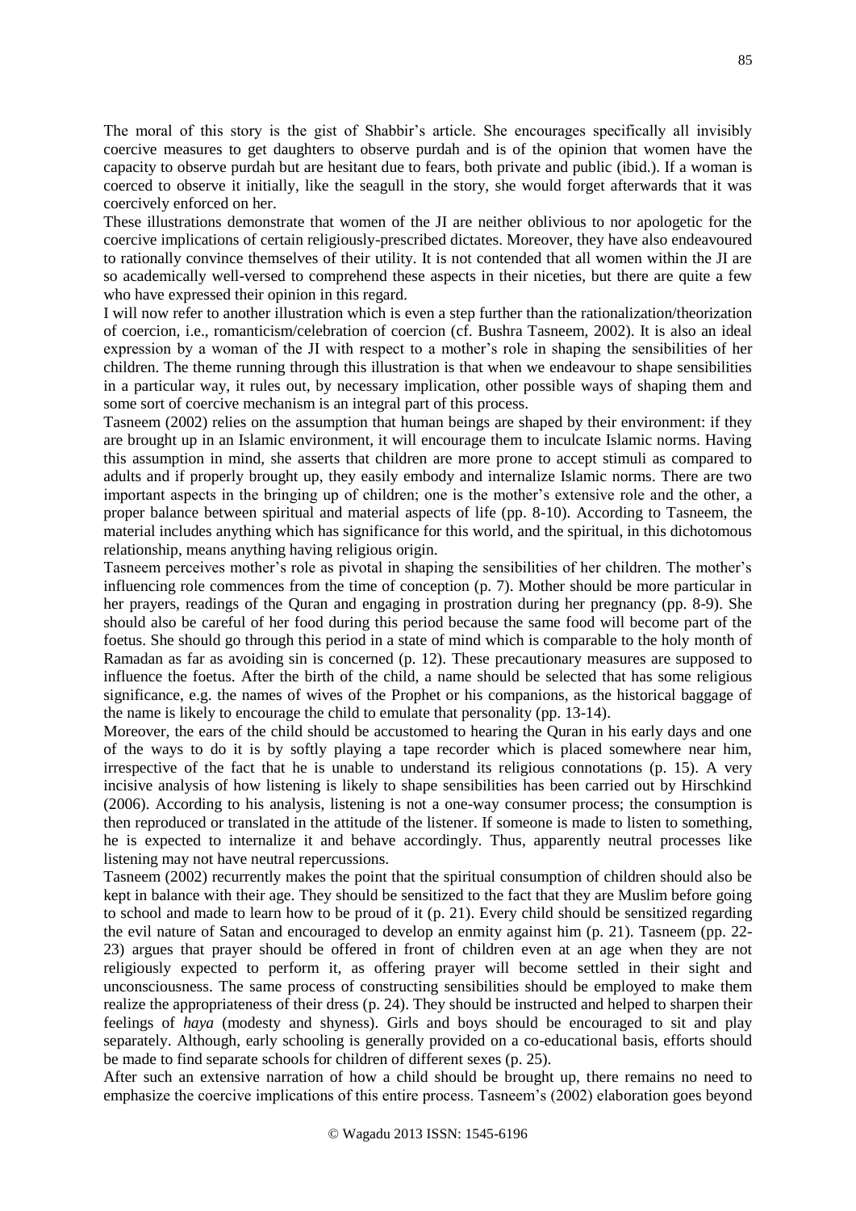The moral of this story is the gist of Shabbir's article. She encourages specifically all invisibly coercive measures to get daughters to observe purdah and is of the opinion that women have the capacity to observe purdah but are hesitant due to fears, both private and public (ibid.). If a woman is coerced to observe it initially, like the seagull in the story, she would forget afterwards that it was coercively enforced on her.

These illustrations demonstrate that women of the JI are neither oblivious to nor apologetic for the coercive implications of certain religiously-prescribed dictates. Moreover, they have also endeavoured to rationally convince themselves of their utility. It is not contended that all women within the JI are so academically well-versed to comprehend these aspects in their niceties, but there are quite a few who have expressed their opinion in this regard.

I will now refer to another illustration which is even a step further than the rationalization/theorization of coercion, i.e., romanticism/celebration of coercion (cf. Bushra Tasneem, 2002). It is also an ideal expression by a woman of the JI with respect to a mother's role in shaping the sensibilities of her children. The theme running through this illustration is that when we endeavour to shape sensibilities in a particular way, it rules out, by necessary implication, other possible ways of shaping them and some sort of coercive mechanism is an integral part of this process.

Tasneem (2002) relies on the assumption that human beings are shaped by their environment: if they are brought up in an Islamic environment, it will encourage them to inculcate Islamic norms. Having this assumption in mind, she asserts that children are more prone to accept stimuli as compared to adults and if properly brought up, they easily embody and internalize Islamic norms. There are two important aspects in the bringing up of children; one is the mother's extensive role and the other, a proper balance between spiritual and material aspects of life (pp. 8-10). According to Tasneem, the material includes anything which has significance for this world, and the spiritual, in this dichotomous relationship, means anything having religious origin.

Tasneem perceives mother's role as pivotal in shaping the sensibilities of her children. The mother's influencing role commences from the time of conception (p. 7). Mother should be more particular in her prayers, readings of the Quran and engaging in prostration during her pregnancy (pp. 8-9). She should also be careful of her food during this period because the same food will become part of the foetus. She should go through this period in a state of mind which is comparable to the holy month of Ramadan as far as avoiding sin is concerned (p. 12). These precautionary measures are supposed to influence the foetus. After the birth of the child, a name should be selected that has some religious significance, e.g. the names of wives of the Prophet or his companions, as the historical baggage of the name is likely to encourage the child to emulate that personality (pp. 13-14).

Moreover, the ears of the child should be accustomed to hearing the Quran in his early days and one of the ways to do it is by softly playing a tape recorder which is placed somewhere near him, irrespective of the fact that he is unable to understand its religious connotations (p. 15). A very incisive analysis of how listening is likely to shape sensibilities has been carried out by Hirschkind (2006). According to his analysis, listening is not a one-way consumer process; the consumption is then reproduced or translated in the attitude of the listener. If someone is made to listen to something, he is expected to internalize it and behave accordingly. Thus, apparently neutral processes like listening may not have neutral repercussions.

Tasneem (2002) recurrently makes the point that the spiritual consumption of children should also be kept in balance with their age. They should be sensitized to the fact that they are Muslim before going to school and made to learn how to be proud of it (p. 21). Every child should be sensitized regarding the evil nature of Satan and encouraged to develop an enmity against him (p. 21). Tasneem (pp. 22-23) argues that prayer should be offered in front of children even at an age when they are not religiously expected to perform it, as offering prayer will become settled in their sight and unconsciousness. The same process of constructing sensibilities should be employed to make them realize the appropriateness of their dress (p. 24). They should be instructed and helped to sharpen their feelings of *haya* (modesty and shyness). Girls and boys should be encouraged to sit and play separately. Although, early schooling is generally provided on a co-educational basis, efforts should be made to find separate schools for children of different sexes (p. 25).

After such an extensive narration of how a child should be brought up, there remains no need to emphasize the coercive implications of this entire process. Tasneem's (2002) elaboration goes beyond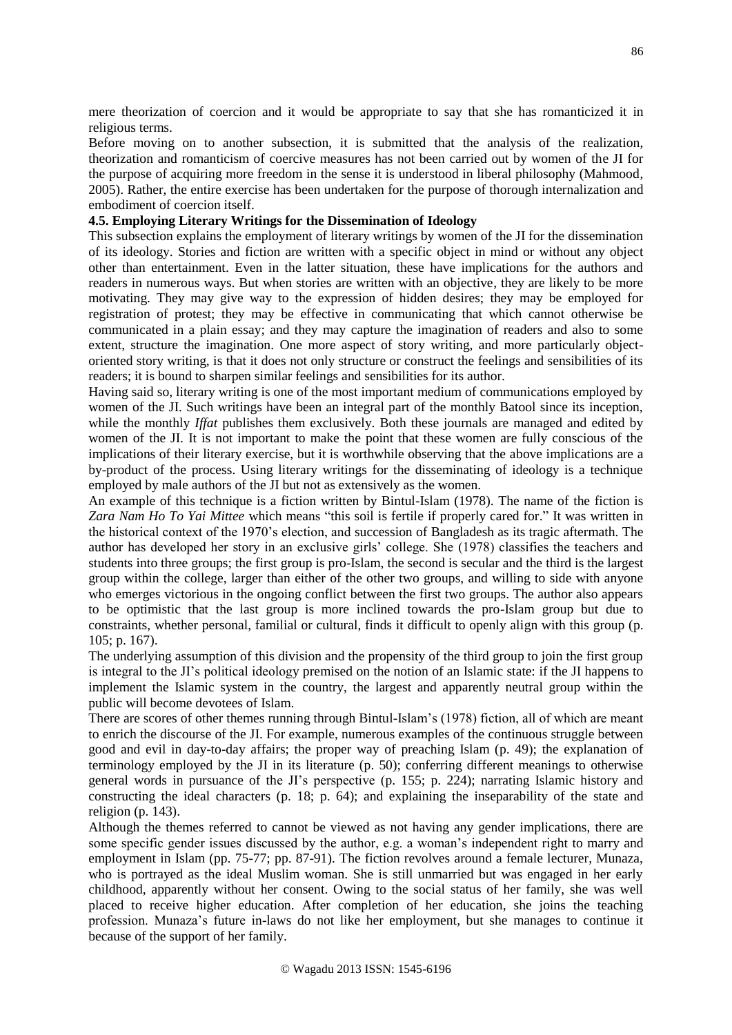mere theorization of coercion and it would be appropriate to say that she has romanticized it in religious terms.

Before moving on to another subsection, it is submitted that the analysis of the realization, theorization and romanticism of coercive measures has not been carried out by women of the JI for the purpose of acquiring more freedom in the sense it is understood in liberal philosophy (Mahmood, 2005). Rather, the entire exercise has been undertaken for the purpose of thorough internalization and embodiment of coercion itself.

**4.5. Employing Literary Writings for the Dissemination of Ideology**

This subsection explains the employment of literary writings by women of the JI for the dissemination of its ideology. Stories and fiction are written with a specific object in mind or without any object other than entertainment. Even in the latter situation, these have implications for the authors and readers in numerous ways. But when stories are written with an objective, they are likely to be more motivating. They may give way to the expression of hidden desires; they may be employed for registration of protest; they may be effective in communicating that which cannot otherwise be communicated in a plain essay; and they may capture the imagination of readers and also to some extent, structure the imagination. One more aspect of story writing, and more particularly object-oriented story writing, is that it does not only structure or construct the feelings and sensibilities of its readers; it is bound to sharpen similar feelings and sensibilities for its author.

Having said so, literary writing is one of the most important medium of communications employed by women of the JI. Such writings have been an integral part of the monthly Batool since its inception, while the monthly *Iffat* publishes them exclusively. Both these journals are managed and edited by women of the JI. It is not important to make the point that these women are fully conscious of the implications of their literary exercise, but it is worthwhile observing that the above implications are a by-product of the process. Using literary writings for the disseminating of ideology is a technique employed by male authors of the JI but not as extensively as the women.

An example of this technique is a fiction written by Bintul-Islam (1978). The name of the fiction is *Zara Nam Ho To Yai Mittee* which means "this soil is fertile if properly cared for." It was written in the historical context of the 1970's election, and succession of Bangladesh as its tragic aftermath. The author has developed her story in an exclusive girls' college. She (1978) classifies the teachers and students into three groups; the first group is pro-Islam, the second is secular and the third is the largest group within the college, larger than either of the other two groups, and willing to side with anyone who emerges victorious in the ongoing conflict between the first two groups. The author also appears to be optimistic that the last group is more inclined towards the pro-Islam group but due to constraints, whether personal, familial or cultural, finds it difficult to openly align with this group (p. 105; p. 167).

The underlying assumption of this division and the propensity of the third group to join the first group is integral to the JI's political ideology premised on the notion of an Islamic state: if the JI happens to implement the Islamic system in the country, the largest and apparently neutral group within the public will become devotees of Islam.

There are scores of other themes running through Bintul-Islam's (1978) fiction, all of which are meant to enrich the discourse of the JI. For example, numerous examples of the continuous struggle between good and evil in day-to-day affairs; the proper way of preaching Islam (p. 49); the explanation of terminology employed by the JI in its literature (p. 50); conferring different meanings to otherwise general words in pursuance of the JI's perspective (p. 155; p. 224); narrating Islamic history and constructing the ideal characters (p. 18; p. 64); and explaining the inseparability of the state and religion (p. 143).

Although the themes referred to cannot be viewed as not having any gender implications, there are some specific gender issues discussed by the author, e.g. a woman's independent right to marry and employment in Islam (pp. 75-77; pp. 87-91). The fiction revolves around a female lecturer, Munaza, who is portrayed as the ideal Muslim woman. She is still unmarried but was engaged in her early childhood, apparently without her consent. Owing to the social status of her family, she was well placed to receive higher education. After completion of her education, she joins the teaching profession. Munaza's future in-laws do not like her employment, but she manages to continue it because of the support of her family.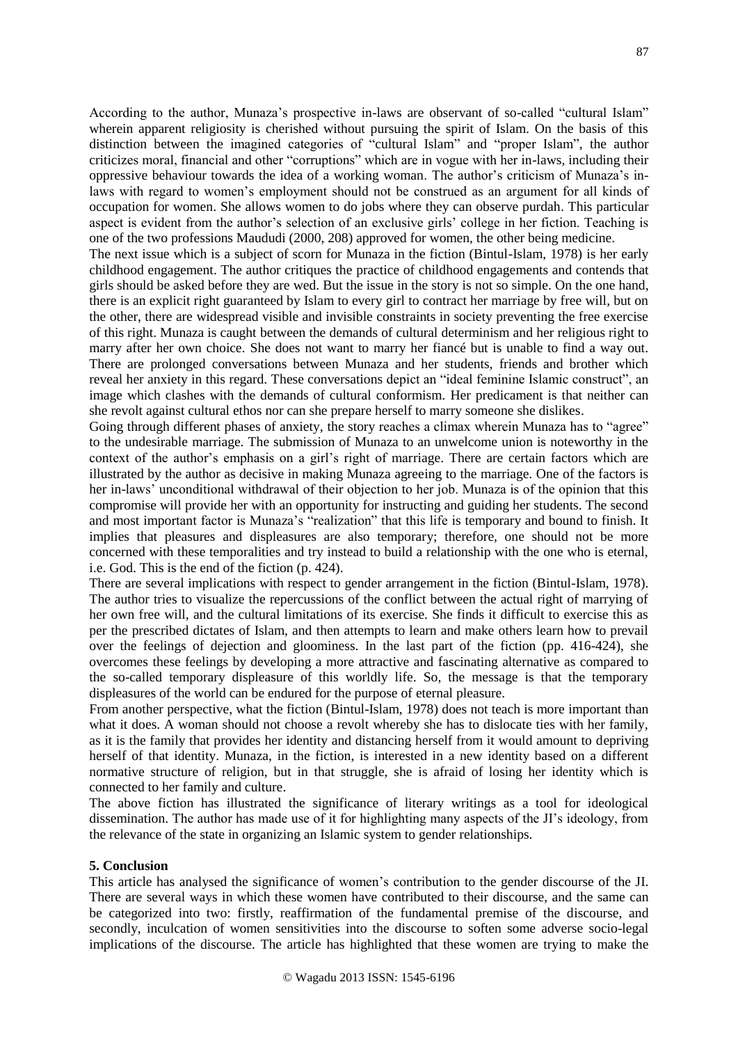According to the author, Munaza's prospective in-laws are observant of so-called "cultural Islam" wherein apparent religiosity is cherished without pursuing the spirit of Islam. On the basis of this distinction between the imagined categories of "cultural Islam" and "proper Islam", the author criticizes moral, financial and other "corruptions" which are in vogue with her in-laws, including their oppressive behaviour towards the idea of a working woman. The author's criticism of Munaza's in-laws with regard to women's employment should not be construed as an argument for all kinds of occupation for women. She allows women to do jobs where they can observe purdah. This particular aspect is evident from the author's selection of an exclusive girls' college in her fiction. Teaching is one of the two professions Maududi (2000, 208) approved for women, the other being medicine.

The next issue which is a subject of scorn for Munaza in the fiction (Bintul-Islam, 1978) is her early childhood engagement. The author critiques the practice of childhood engagements and contends that girls should be asked before they are wed. But the issue in the story is not so simple. On the one hand, there is an explicit right guaranteed by Islam to every girl to contract her marriage by free will, but on the other, there are widespread visible and invisible constraints in society preventing the free exercise of this right. Munaza is caught between the demands of cultural determinism and her religious right to marry after her own choice. She does not want to marry her fiancé but is unable to find a way out. There are prolonged conversations between Munaza and her students, friends and brother which reveal her anxiety in this regard. These conversations depict an "ideal feminine Islamic construct", an image which clashes with the demands of cultural conformism. Her predicament is that neither can she revolt against cultural ethos nor can she prepare herself to marry someone she dislikes.

Going through different phases of anxiety, the story reaches a climax wherein Munaza has to "agree" to the undesirable marriage. The submission of Munaza to an unwelcome union is noteworthy in the context of the author's emphasis on a girl's right of marriage. There are certain factors which are illustrated by the author as decisive in making Munaza agreeing to the marriage. One of the factors is her in-laws' unconditional withdrawal of their objection to her job. Munaza is of the opinion that this compromise will provide her with an opportunity for instructing and guiding her students. The second and most important factor is Munaza's "realization" that this life is temporary and bound to finish. It implies that pleasures and displeasures are also temporary; therefore, one should not be more concerned with these temporalities and try instead to build a relationship with the one who is eternal, i.e. God. This is the end of the fiction (p. 424).

There are several implications with respect to gender arrangement in the fiction (Bintul-Islam, 1978). The author tries to visualize the repercussions of the conflict between the actual right of marrying of her own free will, and the cultural limitations of its exercise. She finds it difficult to exercise this as per the prescribed dictates of Islam, and then attempts to learn and make others learn how to prevail over the feelings of dejection and gloominess. In the last part of the fiction (pp. 416-424), she overcomes these feelings by developing a more attractive and fascinating alternative as compared to the so-called temporary displeasure of this worldly life. So, the message is that the temporary displeasures of the world can be endured for the purpose of eternal pleasure.

From another perspective, what the fiction (Bintul-Islam, 1978) does not teach is more important than what it does. A woman should not choose a revolt whereby she has to dislocate ties with her family, as it is the family that provides her identity and distancing herself from it would amount to depriving herself of that identity. Munaza, in the fiction, is interested in a new identity based on a different normative structure of religion, but in that struggle, she is afraid of losing her identity which is connected to her family and culture.

The above fiction has illustrated the significance of literary writings as a tool for ideological dissemination. The author has made use of it for highlighting many aspects of the JI's ideology, from the relevance of the state in organizing an Islamic system to gender relationships.

## 5. Conclusion

This article has analysed the significance of women's contribution to the gender discourse of the JI. There are several ways in which these women have contributed to their discourse, and the same can be categorized into two: firstly, reaffirmation of the fundamental premise of the discourse, and secondly, inculcation of women sensitivities into the discourse to soften some adverse socio-legal implications of the discourse. The article has highlighted that these women are trying to make the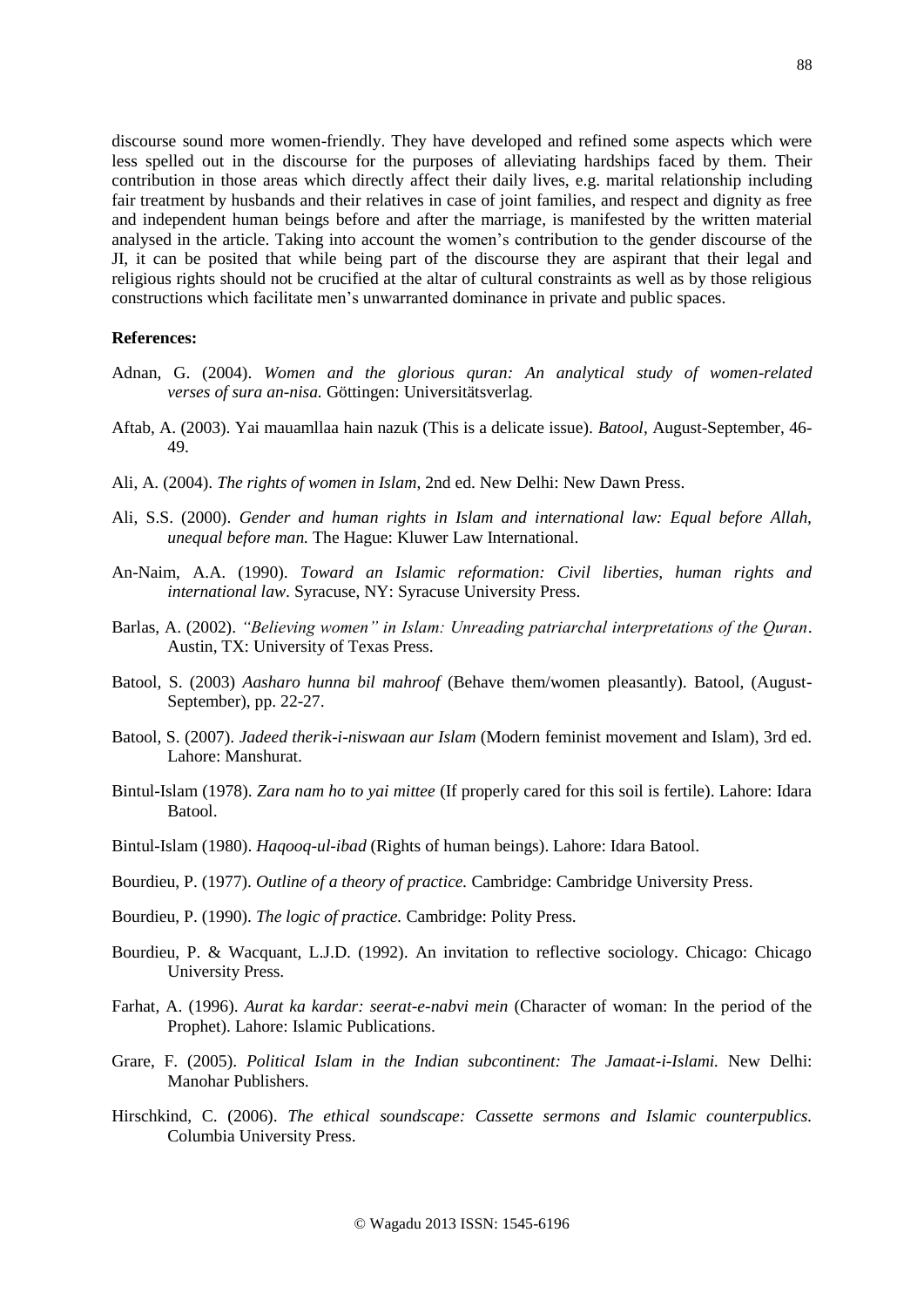discourse sound more women-friendly. They have developed and refined some aspects which were less spelled out in the discourse for the purposes of alleviating hardships faced by them. Their contribution in those areas which directly affect their daily lives, e.g. marital relationship including fair treatment by husbands and their relatives in case of joint families, and respect and dignity as free and independent human beings before and after the marriage, is manifested by the written material analysed in the article. Taking into account the women's contribution to the gender discourse of the JI, it can be posited that while being part of the discourse they are aspirant that their legal and religious rights should not be crucified at the altar of cultural constraints as well as by those religious constructions which facilitate men's unwarranted dominance in private and public spaces.

**References:**

Adnan, G. (2004). *Women and the glorious quran: An analytical study of women-related verses of sura an-nisa.* Göttingen: Universitätsverlag.

Aftab, A. (2003). Yai mauamllaa hain nazuk (This is a delicate issue). *Batool*, August-September, 46-49.

Ali, A. (2004). *The rights of women in Islam*, 2nd ed. New Delhi: New Dawn Press.

Ali, S.S. (2000). *Gender and human rights in Islam and international law: Equal before Allah, unequal before man.* The Hague: Kluwer Law International.

An-Naim, A.A. (1990). *Toward an Islamic reformation: Civil liberties, human rights and international law*. Syracuse, NY: Syracuse University Press.

Barlas, A. (2002). *"Believing women" in Islam: Unreading patriarchal interpretations of the Quran*. Austin, TX: University of Texas Press.

Batool, S. (2003) *Aasharo hunna bil mahroof* (Behave them/women pleasantly). Batool, (August-September), pp. 22-27.

Batool, S. (2007). *Jadeed therik-i-niswaan aur Islam* (Modern feminist movement and Islam), 3rd ed. Lahore: Manshurat.

Bintul-Islam (1978). *Zara nam ho to yai mittee* (If properly cared for this soil is fertile). Lahore: Idara Batool.

Bintul-Islam (1980). *Haqooq-ul-ibad* (Rights of human beings). Lahore: Idara Batool.

Bourdieu, P. (1977). *Outline of a theory of practice.* Cambridge: Cambridge University Press.

Bourdieu, P. (1990). *The logic of practice.* Cambridge: Polity Press.

Bourdieu, P. & Wacquant, L.J.D. (1992). An invitation to reflective sociology. Chicago: Chicago University Press.

Farhat, A. (1996). *Aurat ka kardar: seerat-e-nabvi mein* (Character of woman: In the period of the Prophet). Lahore: Islamic Publications.

Grare, F. (2005). *Political Islam in the Indian subcontinent: The Jamaat-i-Islami.* New Delhi: Manohar Publishers.

Hirschkind, C. (2006). *The ethical soundscape: Cassette sermons and Islamic counterpublics.* Columbia University Press.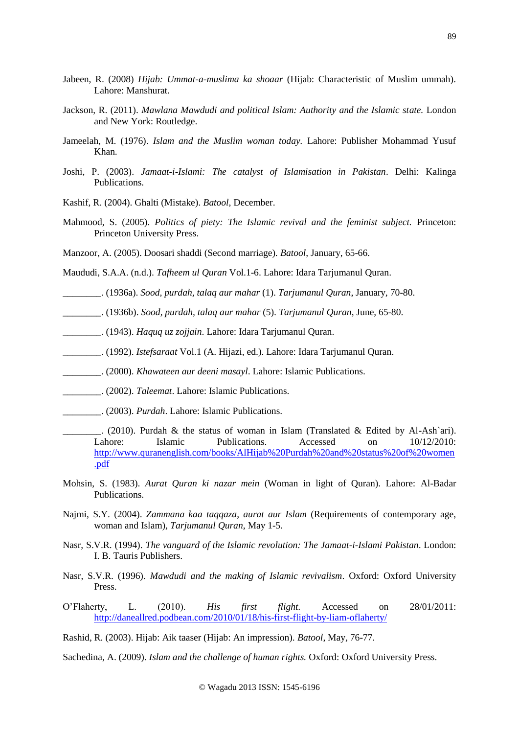Jabeen, R. (2008) *Hijab: Ummat-a-muslima ka shoaar* (Hijab: Characteristic of Muslim ummah). Lahore: Manshurat.

Jackson, R. (2011). *Mawlana Mawdudi and political Islam: Authority and the Islamic state.* London and New York: Routledge.

Jameelah, M. (1976). *Islam and the Muslim woman today.* Lahore: Publisher Mohammad Yusuf Khan.

Joshi, P. (2003). *Jamaat-i-Islami: The catalyst of Islamisation in Pakistan*. Delhi: Kalinga Publications.

Kashif, R. (2004). Ghalti (Mistake). *Batool*, December.

Mahmood, S. (2005). *Politics of piety: The Islamic revival and the feminist subject.* Princeton: Princeton University Press.

Manzoor, A. (2005). Doosari shaddi (Second marriage). *Batool*, January, 65-66.

Maududi, S.A.A. (n.d.). *Tafheem ul Quran* Vol.1-6. Lahore: Idara Tarjumanul Quran.

________. (1936a). *Sood, purdah, talaq aur mahar* (1). *Tarjumanul Quran*, January, 70-80.

________. (1936b). *Sood, purdah, talaq aur mahar* (5). *Tarjumanul Quran*, June, 65-80.

________. (1943). *Haquq uz zojjain*. Lahore: Idara Tarjumanul Quran.

________. (1992). *Istefsaraat* Vol.1 (A. Hijazi, ed.). Lahore: Idara Tarjumanul Quran.

________. (2000). *Khawateen aur deeni masayl*. Lahore: Islamic Publications.

________. (2002). *Taleemat*. Lahore: Islamic Publications.

________. (2003). *Purdah*. Lahore: Islamic Publications.

________. (2010). Purdah & the status of woman in Islam (Translated & Edited by Al-Ash`ari). Lahore: Islamic Publications. Accessed on 10/12/2010: http://www.quranenglish.com/books/AlHijab%20Purdah%20and%20status%20of%20women.pdf

Mohsin, S. (1983). *Aurat Quran ki nazar mein* (Woman in light of Quran). Lahore: Al-Badar Publications.

Najmi, S.Y. (2004). *Zammana kaa taqqaza, aurat aur Islam* (Requirements of contemporary age, woman and Islam), *Tarjumanul Quran*, May 1-5.

Nasr, S.V.R. (1994). *The vanguard of the Islamic revolution: The Jamaat-i-Islami Pakistan*. London: I. B. Tauris Publishers.

Nasr, S.V.R. (1996). *Mawdudi and the making of Islamic revivalism*. Oxford: Oxford University Press.

O'Flaherty, L. (2010). *His first flight*. Accessed on 28/01/2011: http://daneallred.podbean.com/2010/01/18/his-first-flight-by-liam-oflaherty/

Rashid, R. (2003). Hijab: Aik taaser (Hijab: An impression). *Batool*, May, 76-77.

Sachedina, A. (2009). *Islam and the challenge of human rights.* Oxford: Oxford University Press.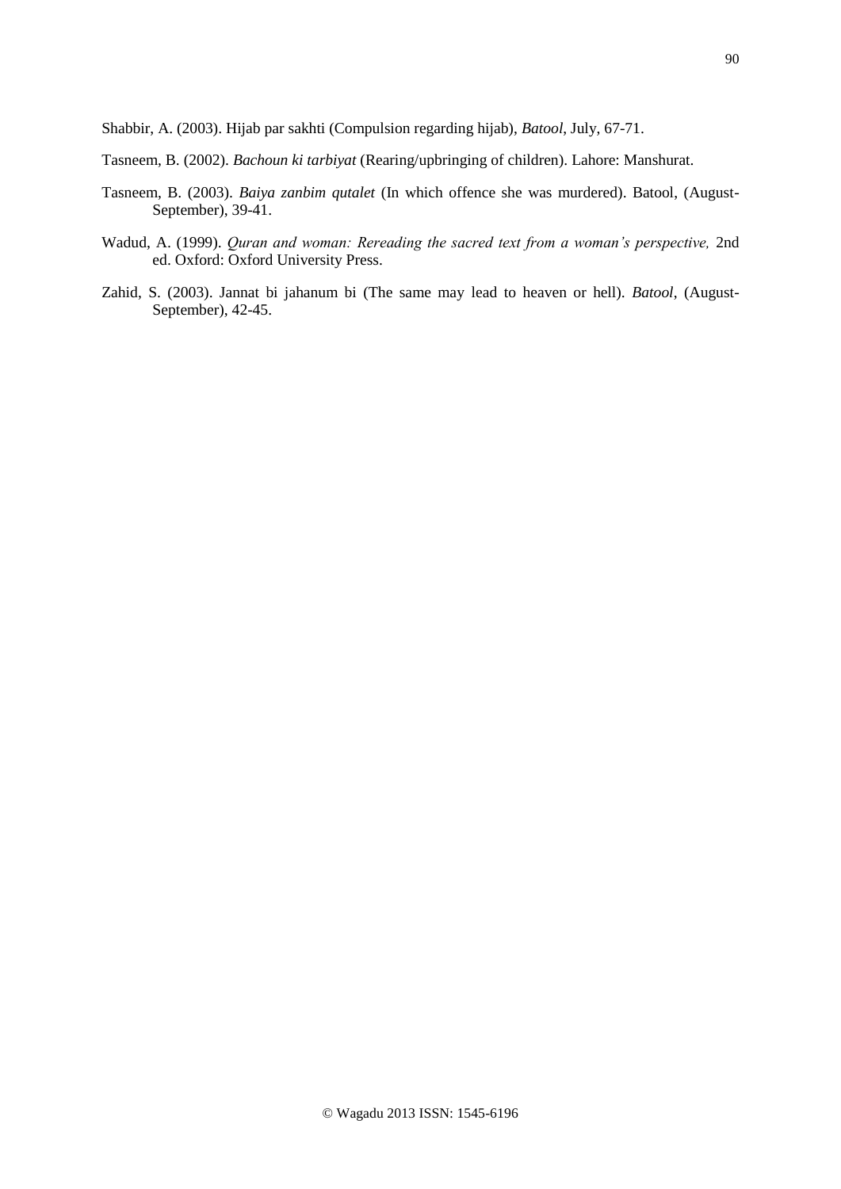Shabbir, A. (2003). Hijab par sakhti (Compulsion regarding hijab), *Batool*, July, 67-71.

Tasneem, B. (2002). *Bachoun ki tarbiyat* (Rearing/upbringing of children). Lahore: Manshurat.

Tasneem, B. (2003). *Baiya zanbim qutalet* (In which offence she was murdered). Batool, (August-September), 39-41.

Wadud, A. (1999). *Quran and woman: Rereading the sacred text from a woman's perspective,* 2nd ed. Oxford: Oxford University Press.

Zahid, S. (2003). Jannat bi jahanum bi (The same may lead to heaven or hell). *Batool*, (August-September), 42-45.